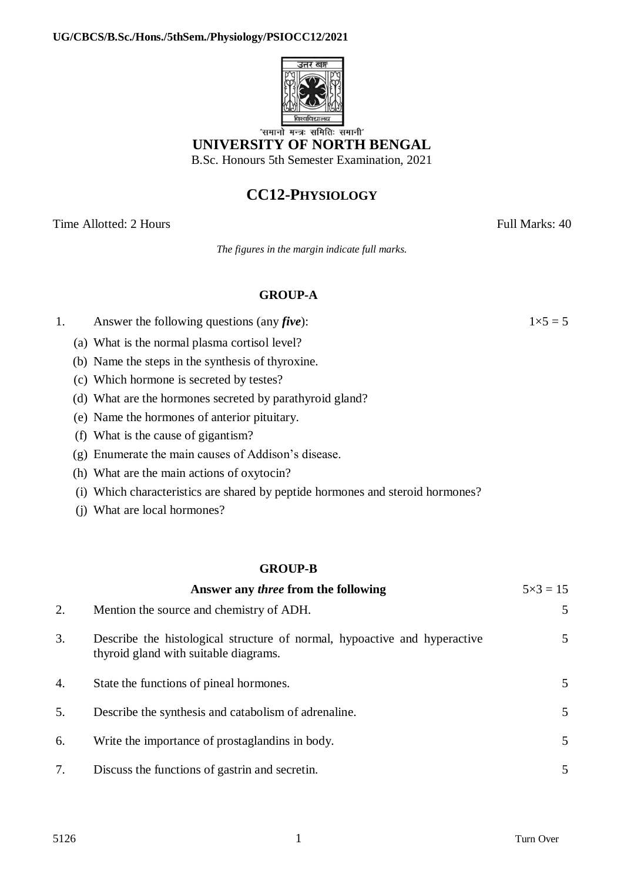'समानो मन्त्रः समितिः समानी'

# UNIVERSITY OF NORTH BENGAL

B.Sc. Honours 5th Semester Examination, 2021

## CC12-PHYSIOLOGY

Time Allotted: 2 Hours | Full Marks: 40

*The figures in the margin indicate full marks.*

### GROUP-A

1. Answer the following questions (any ***five***): $1 \times 5 = 5$

   (a) What is the normal plasma cortisol level?

   (b) Name the steps in the synthesis of thyroxine.

   (c) Which hormone is secreted by testes?

   (d) What are the hormones secreted by parathyroid gland?

   (e) Name the hormones of anterior pituitary.

   (f) What is the cause of gigantism?

   (g) Enumerate the main causes of Addison's disease.

   (h) What are the main actions of oxytocin?

   (i) Which characteristics are shared by peptide hormones and steroid hormones?

   (j) What are local hormones?

### GROUP-B

**Answer any *three* from the following** $5 \times 3 = 15$

2. Mention the source and chemistry of ADH. 5

3. Describe the histological structure of normal, hypoactive and hyperactive thyroid gland with suitable diagrams. 5

4. State the functions of pineal hormones. 5

5. Describe the synthesis and catabolism of adrenaline. 5

6. Write the importance of prostaglandins in body. 5

7. Discuss the functions of gastrin and secretin. 5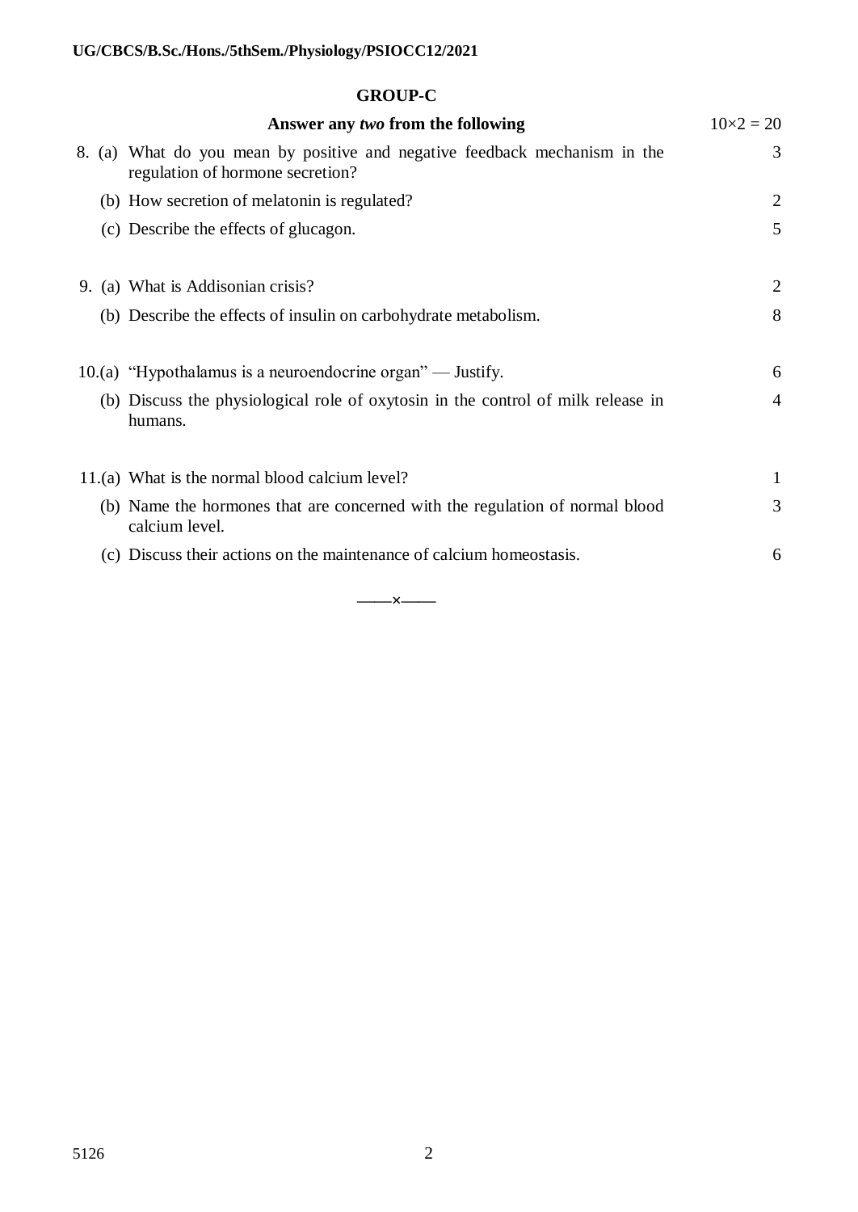## GROUP-C

**Answer any *two* from the following** $10\times2 = 20$

8. (a) What do you mean by positive and negative feedback mechanism in the regulation of hormone secretion? 3

   (b) How secretion of melatonin is regulated? 2

   (c) Describe the effects of glucagon. 5

9. (a) What is Addisonian crisis? 2

   (b) Describe the effects of insulin on carbohydrate metabolism. 8

10. (a) "Hypothalamus is a neuroendocrine organ" — Justify. 6

    (b) Discuss the physiological role of oxytosin in the control of milk release in humans. 4

11. (a) What is the normal blood calcium level? 1

    (b) Name the hormones that are concerned with the regulation of normal blood calcium level. 3

    (c) Discuss their actions on the maintenance of calcium homeostasis. 6

——×——